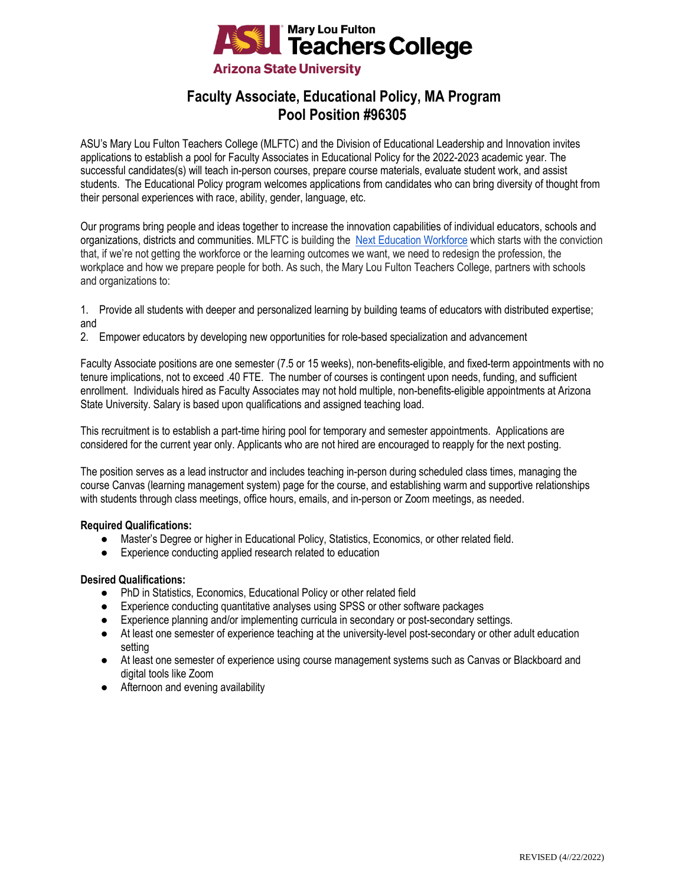Mary Lou Fulton Teachers College
Arizona State University

# Faculty Associate, Educational Policy, MA Program
# Pool Position #96305

ASU's Mary Lou Fulton Teachers College (MLFTC) and the Division of Educational Leadership and Innovation invites applications to establish a pool for Faculty Associates in Educational Policy for the 2022-2023 academic year. The successful candidates(s) will teach in-person courses, prepare course materials, evaluate student work, and assist students. The Educational Policy program welcomes applications from candidates who can bring diversity of thought from their personal experiences with race, ability, gender, language, etc.

Our programs bring people and ideas together to increase the innovation capabilities of individual educators, schools and organizations, districts and communities. MLFTC is building the Next Education Workforce which starts with the conviction that, if we're not getting the workforce or the learning outcomes we want, we need to redesign the profession, the workplace and how we prepare people for both. As such, the Mary Lou Fulton Teachers College, partners with schools and organizations to:

1. Provide all students with deeper and personalized learning by building teams of educators with distributed expertise; and
2. Empower educators by developing new opportunities for role-based specialization and advancement

Faculty Associate positions are one semester (7.5 or 15 weeks), non-benefits-eligible, and fixed-term appointments with no tenure implications, not to exceed .40 FTE. The number of courses is contingent upon needs, funding, and sufficient enrollment. Individuals hired as Faculty Associates may not hold multiple, non-benefits-eligible appointments at Arizona State University. Salary is based upon qualifications and assigned teaching load.

This recruitment is to establish a part-time hiring pool for temporary and semester appointments. Applications are considered for the current year only. Applicants who are not hired are encouraged to reapply for the next posting.

The position serves as a lead instructor and includes teaching in-person during scheduled class times, managing the course Canvas (learning management system) page for the course, and establishing warm and supportive relationships with students through class meetings, office hours, emails, and in-person or Zoom meetings, as needed.

**Required Qualifications:**

- Master's Degree or higher in Educational Policy, Statistics, Economics, or other related field.
- Experience conducting applied research related to education

**Desired Qualifications:**

- PhD in Statistics, Economics, Educational Policy or other related field
- Experience conducting quantitative analyses using SPSS or other software packages
- Experience planning and/or implementing curricula in secondary or post-secondary settings.
- At least one semester of experience teaching at the university-level post-secondary or other adult education setting
- At least one semester of experience using course management systems such as Canvas or Blackboard and digital tools like Zoom
- Afternoon and evening availability

REVISED (4//22/2022)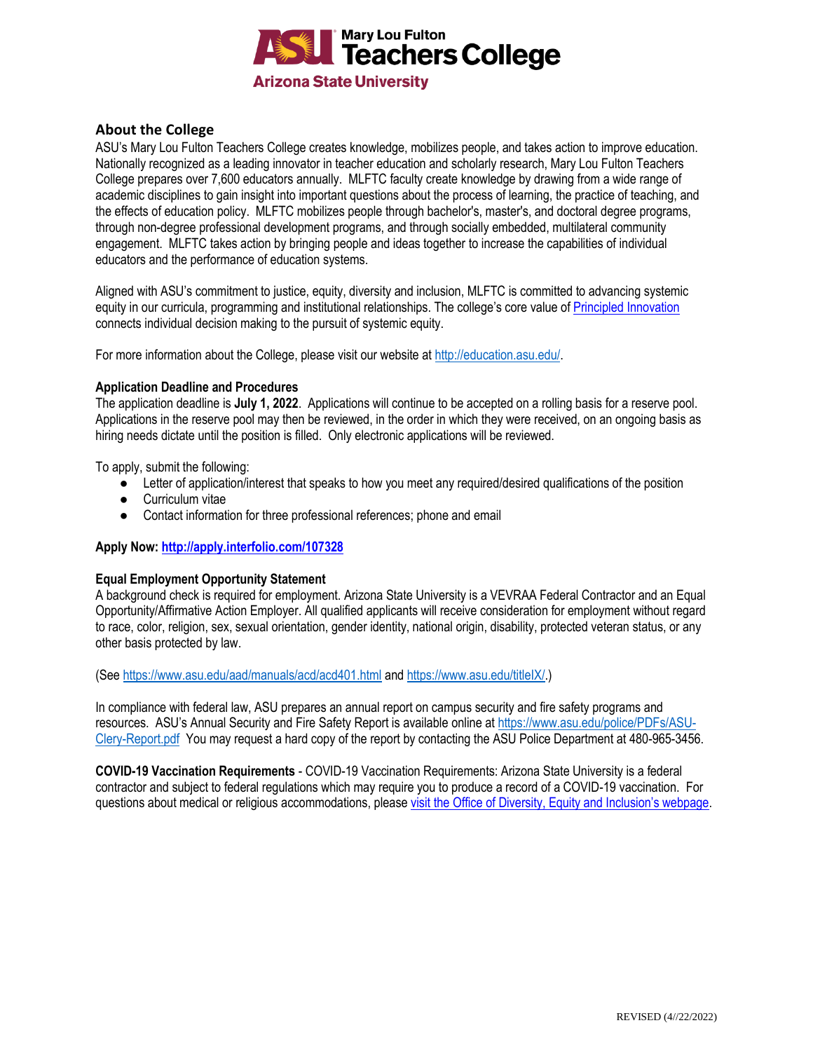## About the College

ASU's Mary Lou Fulton Teachers College creates knowledge, mobilizes people, and takes action to improve education. Nationally recognized as a leading innovator in teacher education and scholarly research, Mary Lou Fulton Teachers College prepares over 7,600 educators annually. MLFTC faculty create knowledge by drawing from a wide range of academic disciplines to gain insight into important questions about the process of learning, the practice of teaching, and the effects of education policy. MLFTC mobilizes people through bachelor's, master's, and doctoral degree programs, through non-degree professional development programs, and through socially embedded, multilateral community engagement. MLFTC takes action by bringing people and ideas together to increase the capabilities of individual educators and the performance of education systems.

Aligned with ASU's commitment to justice, equity, diversity and inclusion, MLFTC is committed to advancing systemic equity in our curricula, programming and institutional relationships. The college's core value of Principled Innovation connects individual decision making to the pursuit of systemic equity.

For more information about the College, please visit our website at http://education.asu.edu/.

### Application Deadline and Procedures

The application deadline is **July 1, 2022**. Applications will continue to be accepted on a rolling basis for a reserve pool. Applications in the reserve pool may then be reviewed, in the order in which they were received, on an ongoing basis as hiring needs dictate until the position is filled. Only electronic applications will be reviewed.

To apply, submit the following:

- Letter of application/interest that speaks to how you meet any required/desired qualifications of the position
- Curriculum vitae
- Contact information for three professional references; phone and email

**Apply Now: http://apply.interfolio.com/107328**

### Equal Employment Opportunity Statement

A background check is required for employment. Arizona State University is a VEVRAA Federal Contractor and an Equal Opportunity/Affirmative Action Employer. All qualified applicants will receive consideration for employment without regard to race, color, religion, sex, sexual orientation, gender identity, national origin, disability, protected veteran status, or any other basis protected by law.

(See https://www.asu.edu/aad/manuals/acd/acd401.html and https://www.asu.edu/titleIX/.)

In compliance with federal law, ASU prepares an annual report on campus security and fire safety programs and resources. ASU's Annual Security and Fire Safety Report is available online at https://www.asu.edu/police/PDFs/ASU-Clery-Report.pdf You may request a hard copy of the report by contacting the ASU Police Department at 480-965-3456.

**COVID-19 Vaccination Requirements** - COVID-19 Vaccination Requirements: Arizona State University is a federal contractor and subject to federal regulations which may require you to produce a record of a COVID-19 vaccination. For questions about medical or religious accommodations, please visit the Office of Diversity, Equity and Inclusion's webpage.

REVISED (4//22/2022)